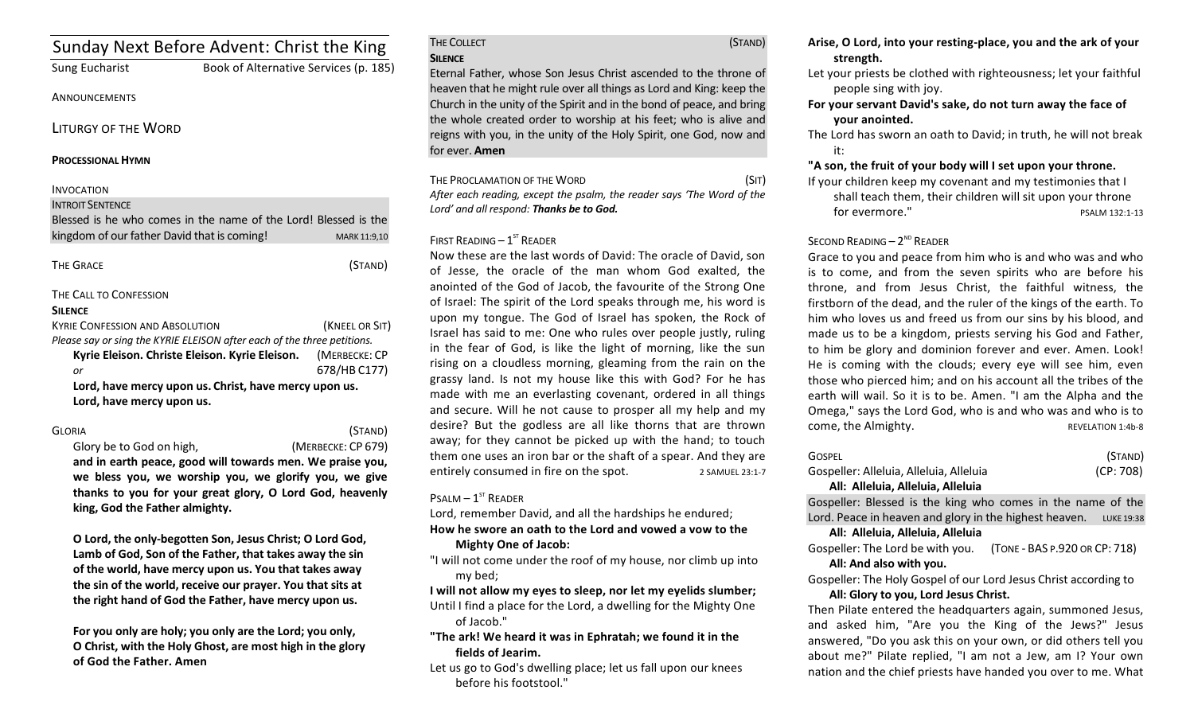# Sunday Next Before Advent: Christ the King

Sung Eucharist — Book of Alternative Services (p. 185)

ANNOUNCEMENTS

## LITURGY OF THE WORD

**PROCESSIONAL HYMN**

INVOCATION

INTROIT SENTENCE

Blessed is he who comes in the name of the Lord! Blessed is the kingdom of our father David that is coming! MARK 11:9,10

THE GRACE (STAND)

THE CALL TO CONFESSION

**SILENCE**

KYRIE CONFESSION AND ABSOLUTION (KNEEL OR SIT)

*Please say or sing the KYRIE ELEISON after each of the three petitions.*

**Kyrie Eleison. Christe Eleison. Kyrie Eleison.** (MERBECKE: CP 678/HB C177)

*or*

**Lord, have mercy upon us. Christ, have mercy upon us. Lord, have mercy upon us.**

GLORIA (STAND)

Glory be to God on high, (MERBECKE: CP 679)

**and in earth peace, good will towards men. We praise you, we bless you, we worship you, we glorify you, we give thanks to you for your great glory, O Lord God, heavenly king, God the Father almighty.**

**O Lord, the only-begotten Son, Jesus Christ; O Lord God, Lamb of God, Son of the Father, that takes away the sin of the world, have mercy upon us. You that takes away the sin of the world, receive our prayer. You that sits at the right hand of God the Father, have mercy upon us.**

**For you only are holy; you only are the Lord; you only, O Christ, with the Holy Ghost, are most high in the glory of God the Father. Amen**

THE COLLECT (STAND)

**SILENCE**

Eternal Father, whose Son Jesus Christ ascended to the throne of heaven that he might rule over all things as Lord and King: keep the Church in the unity of the Spirit and in the bond of peace, and bring the whole created order to worship at his feet; who is alive and reigns with you, in the unity of the Holy Spirit, one God, now and for ever. **Amen**

THE PROCLAMATION OF THE WORD (SIT)

*After each reading, except the psalm, the reader says 'The Word of the Lord' and all respond: **Thanks be to God.***

FIRST READING – 1ST READER

Now these are the last words of David: The oracle of David, son of Jesse, the oracle of the man whom God exalted, the anointed of the God of Jacob, the favourite of the Strong One of Israel: The spirit of the Lord speaks through me, his word is upon my tongue. The God of Israel has spoken, the Rock of Israel has said to me: One who rules over people justly, ruling in the fear of God, is like the light of morning, like the sun rising on a cloudless morning, gleaming from the rain on the grassy land. Is not my house like this with God? For he has made with me an everlasting covenant, ordered in all things and secure. Will he not cause to prosper all my help and my desire? But the godless are all like thorns that are thrown away; for they cannot be picked up with the hand; to touch them one uses an iron bar or the shaft of a spear. And they are entirely consumed in fire on the spot. 2 SAMUEL 23:1-7

PSALM – 1ST READER

Lord, remember David, and all the hardships he endured;

**How he swore an oath to the Lord and vowed a vow to the Mighty One of Jacob:**

"I will not come under the roof of my house, nor climb up into my bed;

**I will not allow my eyes to sleep, nor let my eyelids slumber;**

Until I find a place for the Lord, a dwelling for the Mighty One of Jacob."

**"The ark! We heard it was in Ephratah; we found it in the fields of Jearim.**

Let us go to God's dwelling place; let us fall upon our knees before his footstool."

**Arise, O Lord, into your resting-place, you and the ark of your strength.**

Let your priests be clothed with righteousness; let your faithful people sing with joy.

**For your servant David's sake, do not turn away the face of your anointed.**

The Lord has sworn an oath to David; in truth, he will not break it:

**"A son, the fruit of your body will I set upon your throne.**

If your children keep my covenant and my testimonies that I shall teach them, their children will sit upon your throne for evermore." PSALM 132:1-13

SECOND READING – 2ND READER

Grace to you and peace from him who is and who was and who is to come, and from the seven spirits who are before his throne, and from Jesus Christ, the faithful witness, the firstborn of the dead, and the ruler of the kings of the earth. To him who loves us and freed us from our sins by his blood, and made us to be a kingdom, priests serving his God and Father, to him be glory and dominion forever and ever. Amen. Look! He is coming with the clouds; every eye will see him, even those who pierced him; and on his account all the tribes of the earth will wail. So it is to be. Amen. "I am the Alpha and the Omega," says the Lord God, who is and who was and who is to come, the Almighty. REVELATION 1:4b-8

GOSPEL (STAND)

Gospeller: Alleluia, Alleluia, Alleluia (CP: 708)

**All: Alleluia, Alleluia, Alleluia**

Gospeller: Blessed is the king who comes in the name of the Lord. Peace in heaven and glory in the highest heaven. LUKE 19:38

**All: Alleluia, Alleluia, Alleluia**

Gospeller: The Lord be with you. (TONE - BAS P.920 OR CP: 718)

**All: And also with you.**

Gospeller: The Holy Gospel of our Lord Jesus Christ according to

**All: Glory to you, Lord Jesus Christ.**

Then Pilate entered the headquarters again, summoned Jesus, and asked him, "Are you the King of the Jews?" Jesus answered, "Do you ask this on your own, or did others tell you about me?" Pilate replied, "I am not a Jew, am I? Your own nation and the chief priests have handed you over to me. What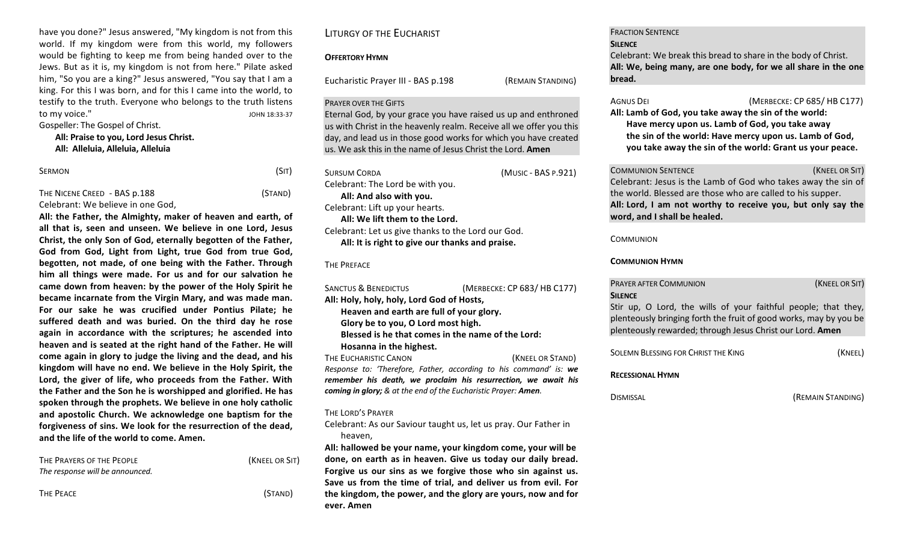have you done?" Jesus answered, "My kingdom is not from this world. If my kingdom were from this world, my followers would be fighting to keep me from being handed over to the Jews. But as it is, my kingdom is not from here." Pilate asked him, "So you are a king?" Jesus answered, "You say that I am a king. For this I was born, and for this I came into the world, to testify to the truth. Everyone who belongs to the truth listens to my voice." JOHN 18:33-37

Gospeller: The Gospel of Christ.

**All: Praise to you, Lord Jesus Christ.**
**All: Alleluia, Alleluia, Alleluia**

SERMON (SIT)

THE NICENE CREED - BAS p.188 (STAND)

Celebrant: We believe in one God,

**All: the Father, the Almighty, maker of heaven and earth, of all that is, seen and unseen. We believe in one Lord, Jesus Christ, the only Son of God, eternally begotten of the Father, God from God, Light from Light, true God from true God, begotten, not made, of one being with the Father. Through him all things were made. For us and for our salvation he came down from heaven: by the power of the Holy Spirit he became incarnate from the Virgin Mary, and was made man. For our sake he was crucified under Pontius Pilate; he suffered death and was buried. On the third day he rose again in accordance with the scriptures; he ascended into heaven and is seated at the right hand of the Father. He will come again in glory to judge the living and the dead, and his kingdom will have no end. We believe in the Holy Spirit, the Lord, the giver of life, who proceeds from the Father. With the Father and the Son he is worshipped and glorified. He has spoken through the prophets. We believe in one holy catholic and apostolic Church. We acknowledge one baptism for the forgiveness of sins. We look for the resurrection of the dead, and the life of the world to come. Amen.**

THE PRAYERS OF THE PEOPLE (KNEEL OR SIT)

*The response will be announced.*

THE PEACE (STAND)

## LITURGY OF THE EUCHARIST

**OFFERTORY HYMN**

Eucharistic Prayer III - BAS p.198 (REMAIN STANDING)

PRAYER OVER THE GIFTS

Eternal God, by your grace you have raised us up and enthroned us with Christ in the heavenly realm. Receive all we offer you this day, and lead us in those good works for which you have created us. We ask this in the name of Jesus Christ the Lord. **Amen**

SURSUM CORDA (MUSIC - BAS P.921)

Celebrant: The Lord be with you.

**All: And also with you.**

Celebrant: Lift up your hearts.

**All: We lift them to the Lord.**

Celebrant: Let us give thanks to the Lord our God.

**All: It is right to give our thanks and praise.**

THE PREFACE

SANCTUS & BENEDICTUS (MERBECKE: CP 683/ HB C177)

**All: Holy, holy, holy, Lord God of Hosts,**
**Heaven and earth are full of your glory.**
**Glory be to you, O Lord most high.**
**Blessed is he that comes in the name of the Lord:**
**Hosanna in the highest.**

THE EUCHARISTIC CANON (KNEEL OR STAND)

*Response to: 'Therefore, Father, according to his command' is:* ***we remember his death, we proclaim his resurrection, we await his coming in glory;*** *& at the end of the Eucharistic Prayer:* ***Amen****.*

THE LORD'S PRAYER

Celebrant: As our Saviour taught us, let us pray. Our Father in heaven,

**All: hallowed be your name, your kingdom come, your will be done, on earth as in heaven. Give us today our daily bread. Forgive us our sins as we forgive those who sin against us. Save us from the time of trial, and deliver us from evil. For the kingdom, the power, and the glory are yours, now and for ever. Amen**

FRACTION SENTENCE

**SILENCE**

Celebrant: We break this bread to share in the body of Christ.

**All: We, being many, are one body, for we all share in the one bread.**

AGNUS DEI (MERBECKE: CP 685/ HB C177)

**All: Lamb of God, you take away the sin of the world:**
**Have mercy upon us. Lamb of God, you take away**
**the sin of the world: Have mercy upon us. Lamb of God,**
**you take away the sin of the world: Grant us your peace.**

COMMUNION SENTENCE (KNEEL OR SIT)

Celebrant: Jesus is the Lamb of God who takes away the sin of the world. Blessed are those who are called to his supper.

**All: Lord, I am not worthy to receive you, but only say the word, and I shall be healed.**

COMMUNION

**COMMUNION HYMN**

PRAYER AFTER COMMUNION (KNEEL OR SIT)

**SILENCE**

Stir up, O Lord, the wills of your faithful people; that they, plenteously bringing forth the fruit of good works, may by you be plenteously rewarded; through Jesus Christ our Lord. **Amen**

SOLEMN BLESSING FOR CHRIST THE KING (KNEEL)

**RECESSIONAL HYMN**

DISMISSAL (REMAIN STANDING)